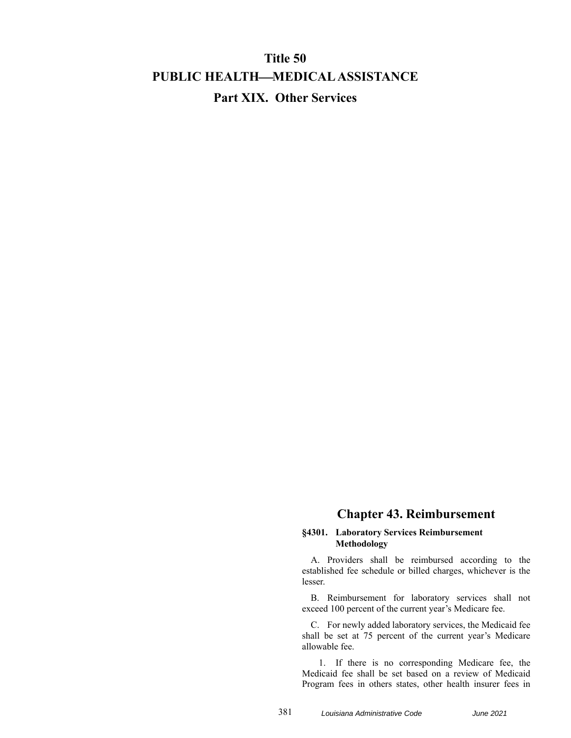# Title 50
# PUBLIC HEALTH—MEDICAL ASSISTANCE
## Part XIX. Other Services

## Chapter 43. Reimbursement

### §4301. Laboratory Services Reimbursement Methodology

A. Providers shall be reimbursed according to the established fee schedule or billed charges, whichever is the lesser.

B. Reimbursement for laboratory services shall not exceed 100 percent of the current year's Medicare fee.

C. For newly added laboratory services, the Medicaid fee shall be set at 75 percent of the current year's Medicare allowable fee.

1. If there is no corresponding Medicare fee, the Medicaid fee shall be set based on a review of Medicaid Program fees in others states, other health insurer fees in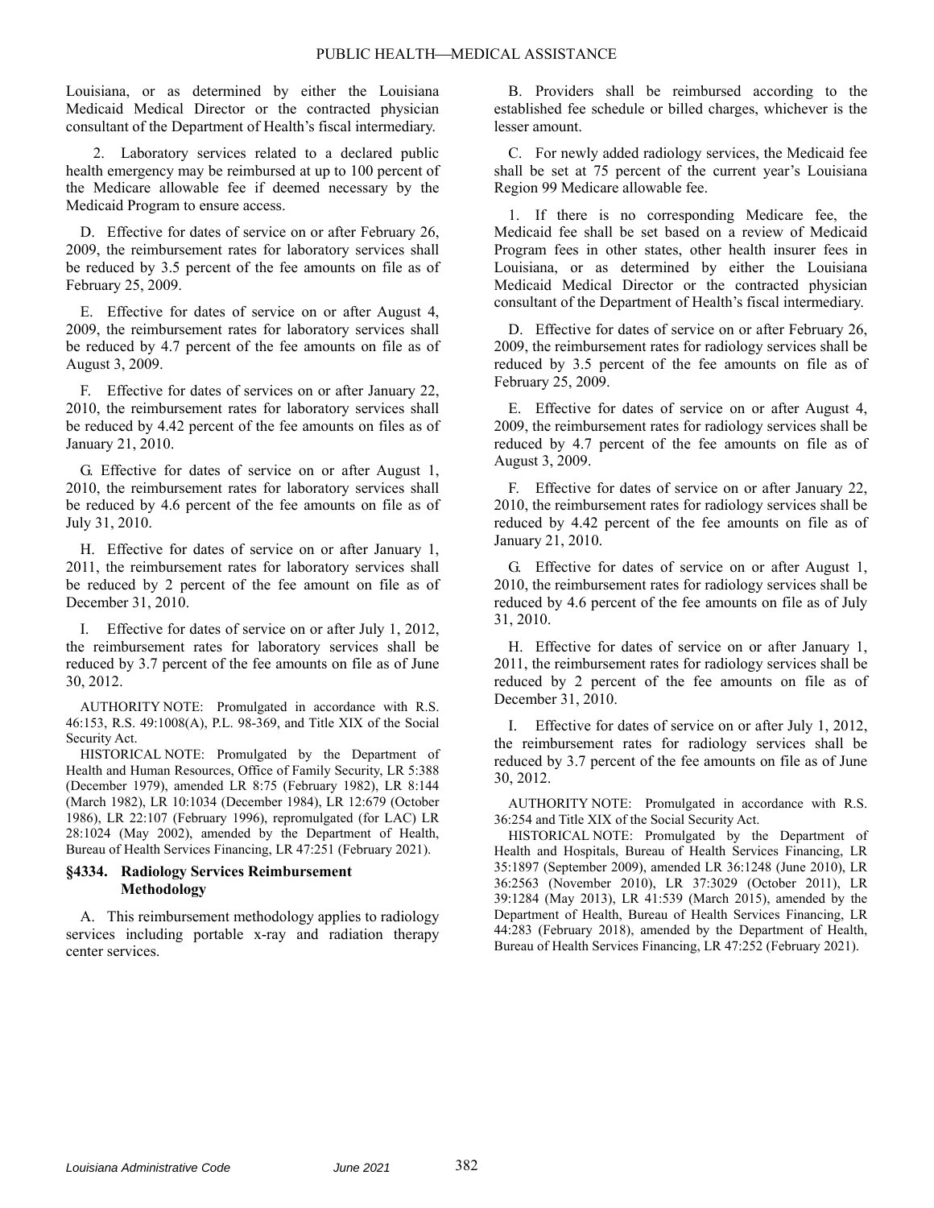Louisiana, or as determined by either the Louisiana Medicaid Medical Director or the contracted physician consultant of the Department of Health's fiscal intermediary.

2. Laboratory services related to a declared public health emergency may be reimbursed at up to 100 percent of the Medicare allowable fee if deemed necessary by the Medicaid Program to ensure access.

D. Effective for dates of service on or after February 26, 2009, the reimbursement rates for laboratory services shall be reduced by 3.5 percent of the fee amounts on file as of February 25, 2009.

E. Effective for dates of service on or after August 4, 2009, the reimbursement rates for laboratory services shall be reduced by 4.7 percent of the fee amounts on file as of August 3, 2009.

F. Effective for dates of services on or after January 22, 2010, the reimbursement rates for laboratory services shall be reduced by 4.42 percent of the fee amounts on files as of January 21, 2010.

G. Effective for dates of service on or after August 1, 2010, the reimbursement rates for laboratory services shall be reduced by 4.6 percent of the fee amounts on file as of July 31, 2010.

H. Effective for dates of service on or after January 1, 2011, the reimbursement rates for laboratory services shall be reduced by 2 percent of the fee amount on file as of December 31, 2010.

I. Effective for dates of service on or after July 1, 2012, the reimbursement rates for laboratory services shall be reduced by 3.7 percent of the fee amounts on file as of June 30, 2012.

AUTHORITY NOTE: Promulgated in accordance with R.S. 46:153, R.S. 49:1008(A), P.L. 98-369, and Title XIX of the Social Security Act.

HISTORICAL NOTE: Promulgated by the Department of Health and Human Resources, Office of Family Security, LR 5:388 (December 1979), amended LR 8:75 (February 1982), LR 8:144 (March 1982), LR 10:1034 (December 1984), LR 12:679 (October 1986), LR 22:107 (February 1996), repromulgated (for LAC) LR 28:1024 (May 2002), amended by the Department of Health, Bureau of Health Services Financing, LR 47:251 (February 2021).

### §4334. Radiology Services Reimbursement Methodology

A. This reimbursement methodology applies to radiology services including portable x-ray and radiation therapy center services.

B. Providers shall be reimbursed according to the established fee schedule or billed charges, whichever is the lesser amount.

C. For newly added radiology services, the Medicaid fee shall be set at 75 percent of the current year's Louisiana Region 99 Medicare allowable fee.

1. If there is no corresponding Medicare fee, the Medicaid fee shall be set based on a review of Medicaid Program fees in other states, other health insurer fees in Louisiana, or as determined by either the Louisiana Medicaid Medical Director or the contracted physician consultant of the Department of Health's fiscal intermediary.

D. Effective for dates of service on or after February 26, 2009, the reimbursement rates for radiology services shall be reduced by 3.5 percent of the fee amounts on file as of February 25, 2009.

E. Effective for dates of service on or after August 4, 2009, the reimbursement rates for radiology services shall be reduced by 4.7 percent of the fee amounts on file as of August 3, 2009.

F. Effective for dates of service on or after January 22, 2010, the reimbursement rates for radiology services shall be reduced by 4.42 percent of the fee amounts on file as of January 21, 2010.

G. Effective for dates of service on or after August 1, 2010, the reimbursement rates for radiology services shall be reduced by 4.6 percent of the fee amounts on file as of July 31, 2010.

H. Effective for dates of service on or after January 1, 2011, the reimbursement rates for radiology services shall be reduced by 2 percent of the fee amounts on file as of December 31, 2010.

I. Effective for dates of service on or after July 1, 2012, the reimbursement rates for radiology services shall be reduced by 3.7 percent of the fee amounts on file as of June 30, 2012.

AUTHORITY NOTE: Promulgated in accordance with R.S. 36:254 and Title XIX of the Social Security Act.

HISTORICAL NOTE: Promulgated by the Department of Health and Hospitals, Bureau of Health Services Financing, LR 35:1897 (September 2009), amended LR 36:1248 (June 2010), LR 36:2563 (November 2010), LR 37:3029 (October 2011), LR 39:1284 (May 2013), LR 41:539 (March 2015), amended by the Department of Health, Bureau of Health Services Financing, LR 44:283 (February 2018), amended by the Department of Health, Bureau of Health Services Financing, LR 47:252 (February 2021).